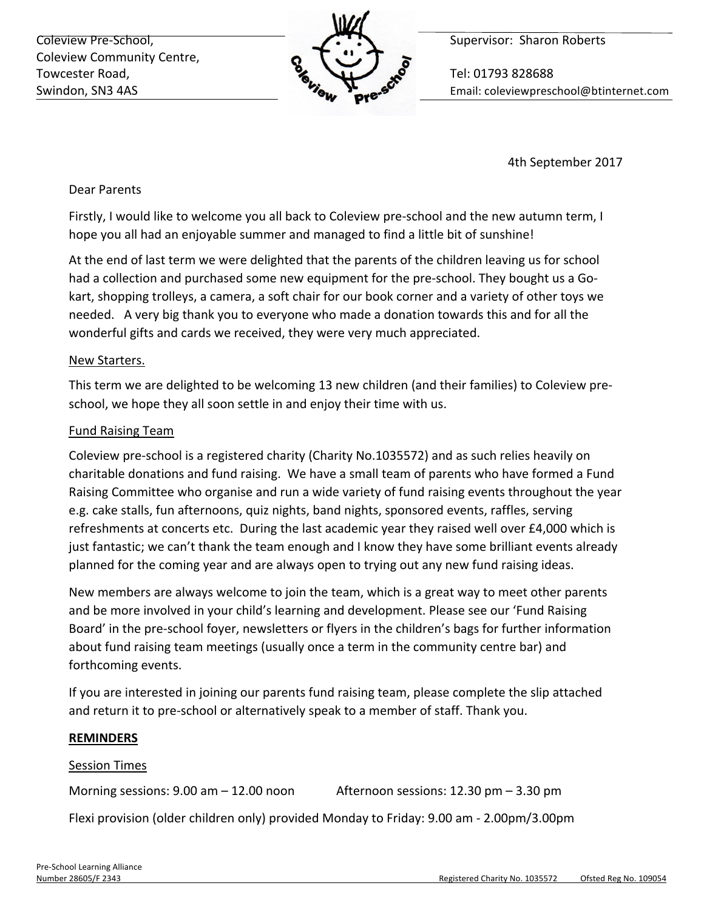Coleview Pre-School,
Coleview Community Centre,
Towcester Road,
Swindon, SN3 4AS

Supervisor: Sharon Roberts

Tel: 01793 828688
Email: coleviewpreschool@btinternet.com

4th September 2017

Dear Parents

Firstly, I would like to welcome you all back to Coleview pre-school and the new autumn term, I hope you all had an enjoyable summer and managed to find a little bit of sunshine!

At the end of last term we were delighted that the parents of the children leaving us for school had a collection and purchased some new equipment for the pre-school. They bought us a Go-kart, shopping trolleys, a camera, a soft chair for our book corner and a variety of other toys we needed. A very big thank you to everyone who made a donation towards this and for all the wonderful gifts and cards we received, they were very much appreciated.

<u>New Starters.</u>

This term we are delighted to be welcoming 13 new children (and their families) to Coleview pre-school, we hope they all soon settle in and enjoy their time with us.

<u>Fund Raising Team</u>

Coleview pre-school is a registered charity (Charity No.1035572) and as such relies heavily on charitable donations and fund raising. We have a small team of parents who have formed a Fund Raising Committee who organise and run a wide variety of fund raising events throughout the year e.g. cake stalls, fun afternoons, quiz nights, band nights, sponsored events, raffles, serving refreshments at concerts etc. During the last academic year they raised well over £4,000 which is just fantastic; we can't thank the team enough and I know they have some brilliant events already planned for the coming year and are always open to trying out any new fund raising ideas.

New members are always welcome to join the team, which is a great way to meet other parents and be more involved in your child's learning and development. Please see our 'Fund Raising Board' in the pre-school foyer, newsletters or flyers in the children's bags for further information about fund raising team meetings (usually once a term in the community centre bar) and forthcoming events.

If you are interested in joining our parents fund raising team, please complete the slip attached and return it to pre-school or alternatively speak to a member of staff. Thank you.

**<u>REMINDERS</u>**

<u>Session Times</u>

Morning sessions: 9.00 am – 12.00 noon Afternoon sessions: 12.30 pm – 3.30 pm

Flexi provision (older children only) provided Monday to Friday: 9.00 am - 2.00pm/3.00pm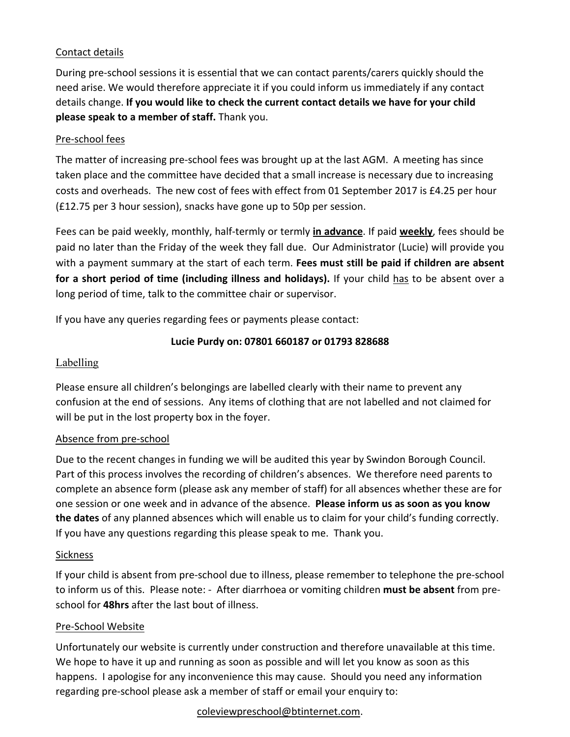## Contact details

During pre-school sessions it is essential that we can contact parents/carers quickly should the need arise. We would therefore appreciate it if you could inform us immediately if any contact details change. **If you would like to check the current contact details we have for your child please speak to a member of staff.** Thank you.

## Pre-school fees

The matter of increasing pre-school fees was brought up at the last AGM. A meeting has since taken place and the committee have decided that a small increase is necessary due to increasing costs and overheads. The new cost of fees with effect from 01 September 2017 is £4.25 per hour (£12.75 per 3 hour session), snacks have gone up to 50p per session.

Fees can be paid weekly, monthly, half-termly or termly **in advance**. If paid **weekly**, fees should be paid no later than the Friday of the week they fall due. Our Administrator (Lucie) will provide you with a payment summary at the start of each term. **Fees must still be paid if children are absent for a short period of time (including illness and holidays).** If your child has to be absent over a long period of time, talk to the committee chair or supervisor.

If you have any queries regarding fees or payments please contact:

**Lucie Purdy on: 07801 660187 or 01793 828688**

## Labelling

Please ensure all children's belongings are labelled clearly with their name to prevent any confusion at the end of sessions. Any items of clothing that are not labelled and not claimed for will be put in the lost property box in the foyer.

## Absence from pre-school

Due to the recent changes in funding we will be audited this year by Swindon Borough Council. Part of this process involves the recording of children's absences. We therefore need parents to complete an absence form (please ask any member of staff) for all absences whether these are for one session or one week and in advance of the absence. **Please inform us as soon as you know the dates** of any planned absences which will enable us to claim for your child's funding correctly. If you have any questions regarding this please speak to me. Thank you.

## Sickness

If your child is absent from pre-school due to illness, please remember to telephone the pre-school to inform us of this. Please note: - After diarrhoea or vomiting children **must be absent** from pre-school for **48hrs** after the last bout of illness.

## Pre-School Website

Unfortunately our website is currently under construction and therefore unavailable at this time. We hope to have it up and running as soon as possible and will let you know as soon as this happens. I apologise for any inconvenience this may cause. Should you need any information regarding pre-school please ask a member of staff or email your enquiry to:

coleviewpreschool@btinternet.com.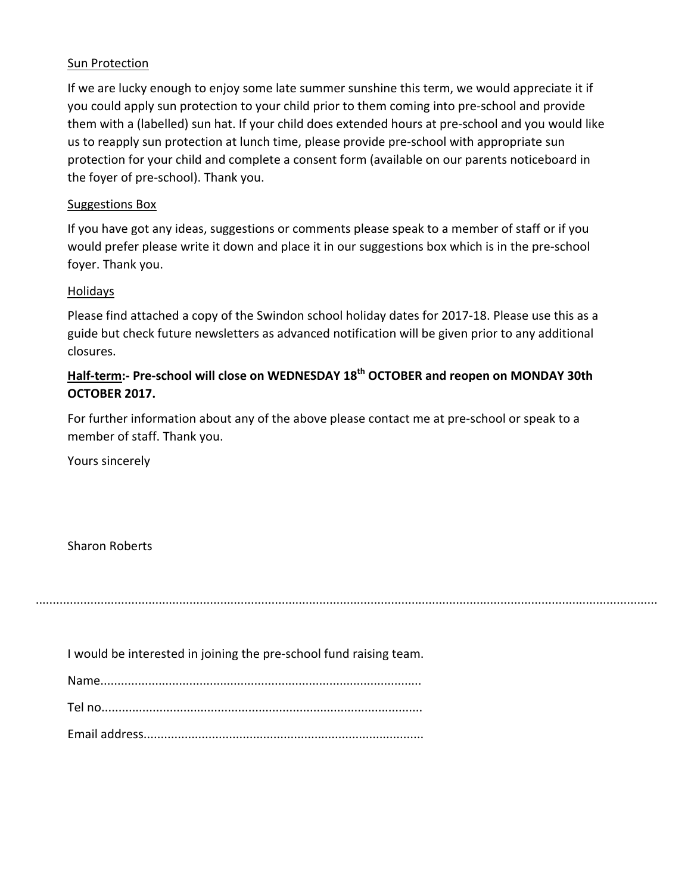<u>Sun Protection</u>

If we are lucky enough to enjoy some late summer sunshine this term, we would appreciate it if you could apply sun protection to your child prior to them coming into pre-school and provide them with a (labelled) sun hat. If your child does extended hours at pre-school and you would like us to reapply sun protection at lunch time, please provide pre-school with appropriate sun protection for your child and complete a consent form (available on our parents noticeboard in the foyer of pre-school). Thank you.

<u>Suggestions Box</u>

If you have got any ideas, suggestions or comments please speak to a member of staff or if you would prefer please write it down and place it in our suggestions box which is in the pre-school foyer. Thank you.

<u>Holidays</u>

Please find attached a copy of the Swindon school holiday dates for 2017-18. Please use this as a guide but check future newsletters as advanced notification will be given prior to any additional closures.

**<u>Half-term</u>:- Pre-school will close on WEDNESDAY 18th OCTOBER and reopen on MONDAY 30th OCTOBER 2017.**

For further information about any of the above please contact me at pre-school or speak to a member of staff. Thank you.

Yours sincerely

Sharon Roberts

.............................................................................................................................................................................

I would be interested in joining the pre-school fund raising team.

Name............................................................................................

Tel no............................................................................................

Email address.................................................................................